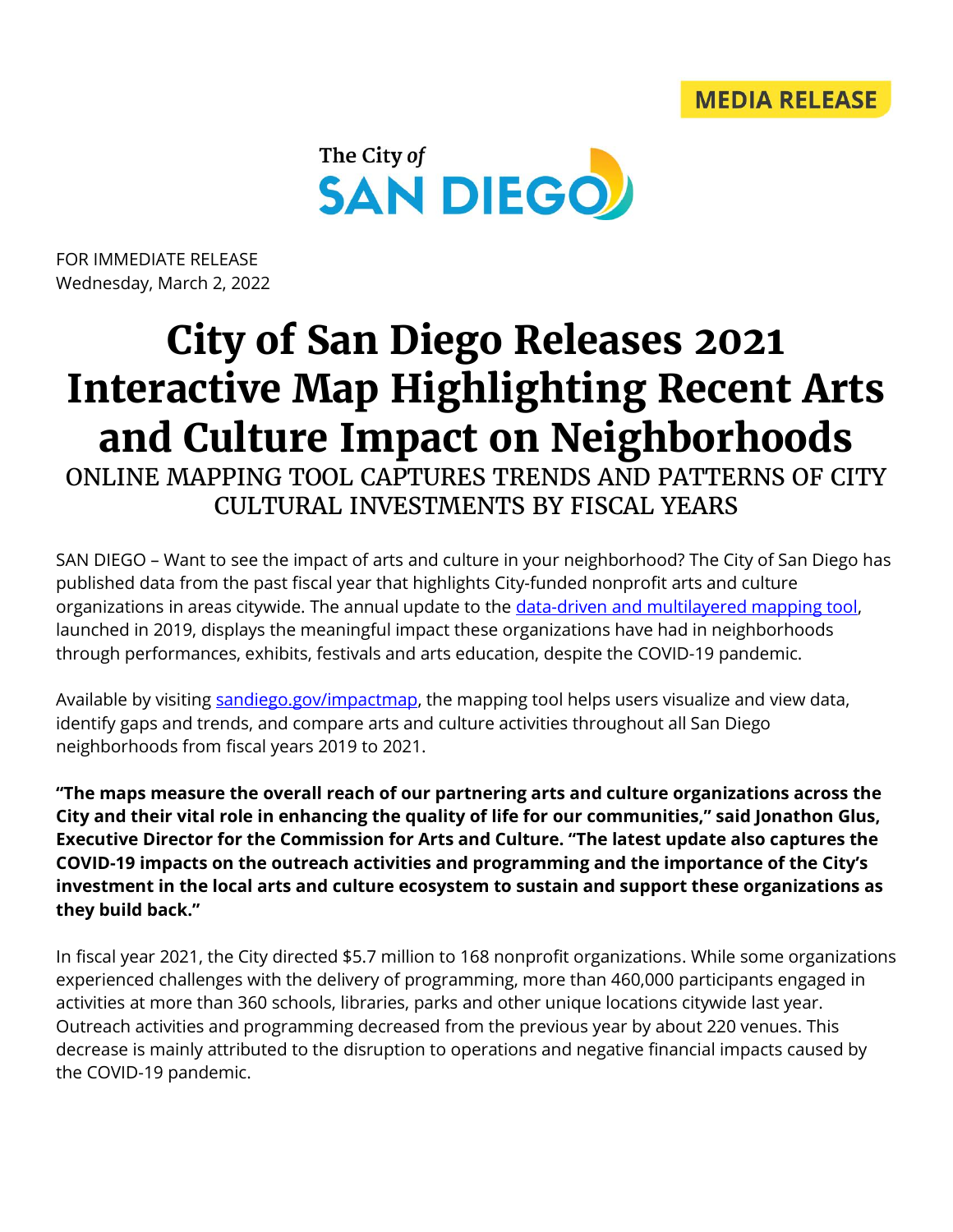MEDIA RELEASE

The City of SAN DIEGO

FOR IMMEDIATE RELEASE
Wednesday, March 2, 2022

# City of San Diego Releases 2021 Interactive Map Highlighting Recent Arts and Culture Impact on Neighborhoods

## ONLINE MAPPING TOOL CAPTURES TRENDS AND PATTERNS OF CITY CULTURAL INVESTMENTS BY FISCAL YEARS

SAN DIEGO – Want to see the impact of arts and culture in your neighborhood? The City of San Diego has published data from the past fiscal year that highlights City-funded nonprofit arts and culture organizations in areas citywide. The annual update to the data-driven and multilayered mapping tool, launched in 2019, displays the meaningful impact these organizations have had in neighborhoods through performances, exhibits, festivals and arts education, despite the COVID-19 pandemic.

Available by visiting sandiego.gov/impactmap, the mapping tool helps users visualize and view data, identify gaps and trends, and compare arts and culture activities throughout all San Diego neighborhoods from fiscal years 2019 to 2021.

**"The maps measure the overall reach of our partnering arts and culture organizations across the City and their vital role in enhancing the quality of life for our communities," said Jonathon Glus, Executive Director for the Commission for Arts and Culture. "The latest update also captures the COVID-19 impacts on the outreach activities and programming and the importance of the City's investment in the local arts and culture ecosystem to sustain and support these organizations as they build back."**

In fiscal year 2021, the City directed $5.7 million to 168 nonprofit organizations. While some organizations experienced challenges with the delivery of programming, more than 460,000 participants engaged in activities at more than 360 schools, libraries, parks and other unique locations citywide last year. Outreach activities and programming decreased from the previous year by about 220 venues. This decrease is mainly attributed to the disruption to operations and negative financial impacts caused by the COVID-19 pandemic.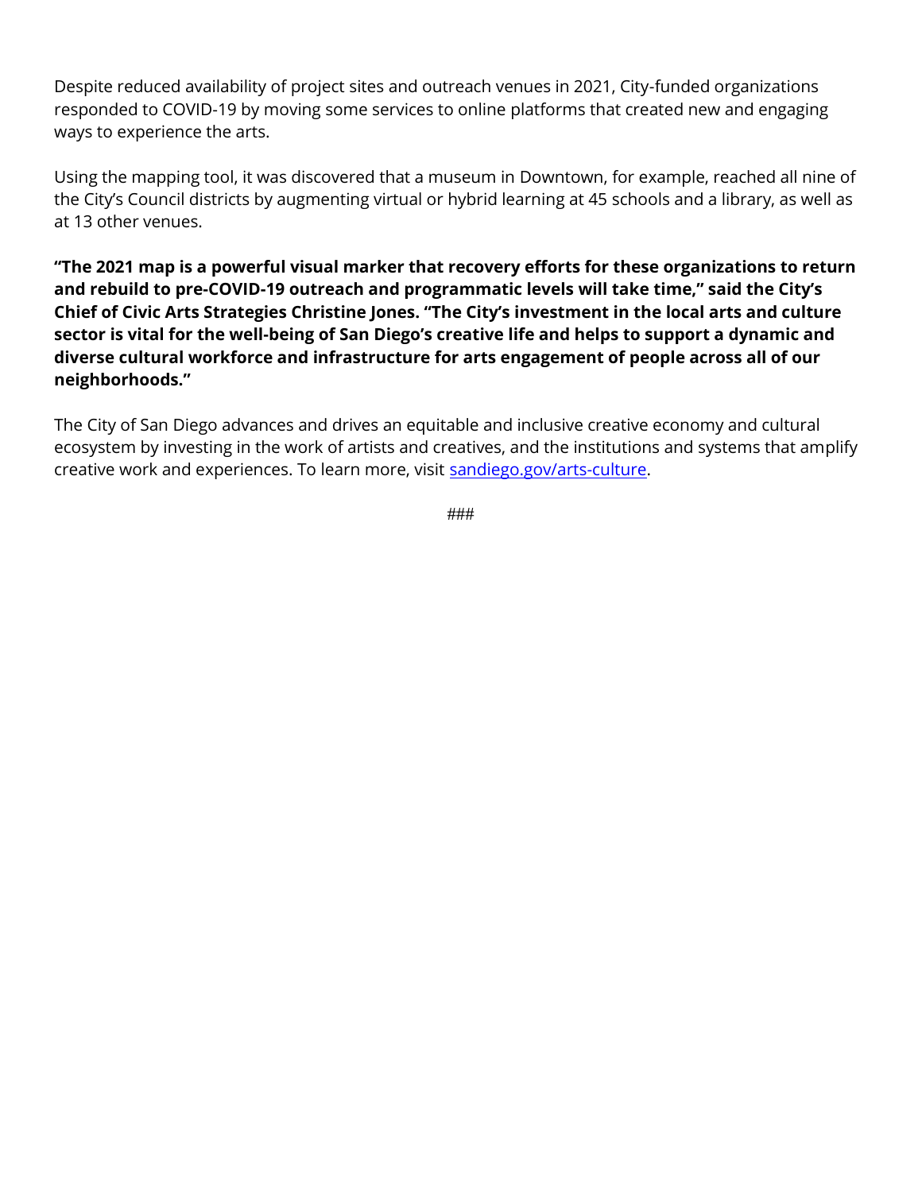Despite reduced availability of project sites and outreach venues in 2021, City-funded organizations responded to COVID-19 by moving some services to online platforms that created new and engaging ways to experience the arts.

Using the mapping tool, it was discovered that a museum in Downtown, for example, reached all nine of the City's Council districts by augmenting virtual or hybrid learning at 45 schools and a library, as well as at 13 other venues.

**"The 2021 map is a powerful visual marker that recovery efforts for these organizations to return and rebuild to pre-COVID-19 outreach and programmatic levels will take time," said the City's Chief of Civic Arts Strategies Christine Jones. "The City's investment in the local arts and culture sector is vital for the well-being of San Diego's creative life and helps to support a dynamic and diverse cultural workforce and infrastructure for arts engagement of people across all of our neighborhoods."**

The City of San Diego advances and drives an equitable and inclusive creative economy and cultural ecosystem by investing in the work of artists and creatives, and the institutions and systems that amplify creative work and experiences. To learn more, visit [sandiego.gov/arts-culture](https://www.sandiego.gov/arts-culture).

###